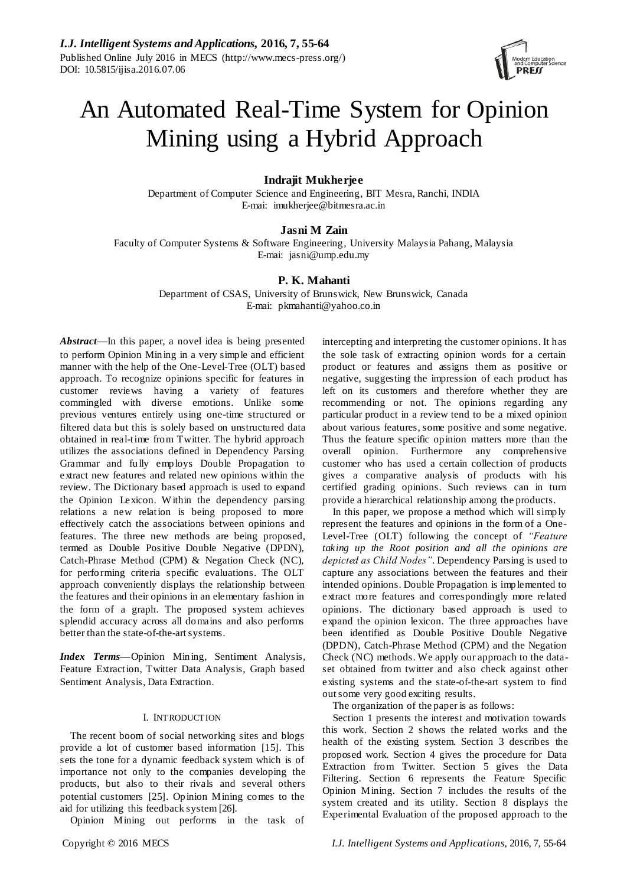# An Automated Real-Time System for Opinion Mining using a Hybrid Approach

**Indrajit Mukherjee**
Department of Computer Science and Engineering, BIT Mesra, Ranchi, INDIA
E-mai: imukherjee@bitmesra.ac.in

**Jasni M Zain**
Faculty of Computer Systems & Software Engineering, University Malaysia Pahang, Malaysia
E-mai: jasni@ump.edu.my

**P. K. Mahanti**
Department of CSAS, University of Brunswick, New Brunswick, Canada
E-mai: pkmahanti@yahoo.co.in

***Abstract*****—**In this paper, a novel idea is being presented to perform Opinion Mining in a very simple and efficient manner with the help of the One-Level-Tree (OLT) based approach. To recognize opinions specific for features in customer reviews having a variety of features commingled with diverse emotions. Unlike some previous ventures entirely using one-time structured or filtered data but this is solely based on unstructured data obtained in real-time from Twitter. The hybrid approach utilizes the associations defined in Dependency Parsing Grammar and fully employs Double Propagation to extract new features and related new opinions within the review. The Dictionary based approach is used to expand the Opinion Lexicon. Within the dependency parsing relations a new relation is being proposed to more effectively catch the associations between opinions and features. The three new methods are being proposed, termed as Double Positive Double Negative (DPDN), Catch-Phrase Method (CPM) & Negation Check (NC), for performing criteria specific evaluations. The OLT approach conveniently displays the relationship between the features and their opinions in an elementary fashion in the form of a graph. The proposed system achieves splendid accuracy across all domains and also performs better than the state-of-the-art systems.

***Index Terms*****—**Opinion Mining, Sentiment Analysis, Feature Extraction, Twitter Data Analysis, Graph based Sentiment Analysis, Data Extraction.

## I. INTRODUCTION

The recent boom of social networking sites and blogs provide a lot of customer based information [15]. This sets the tone for a dynamic feedback system which is of importance not only to the companies developing the products, but also to their rivals and several others potential customers [25]. Opinion Mining comes to the aid for utilizing this feedback system [26].

Opinion Mining out performs in the task of intercepting and interpreting the customer opinions. It has the sole task of extracting opinion words for a certain product or features and assigns them as positive or negative, suggesting the impression of each product has left on its customers and therefore whether they are recommending or not. The opinions regarding any particular product in a review tend to be a mixed opinion about various features, some positive and some negative. Thus the feature specific opinion matters more than the overall opinion. Furthermore any comprehensive customer who has used a certain collection of products gives a comparative analysis of products with his certified grading opinions. Such reviews can in turn provide a hierarchical relationship among the products.

In this paper, we propose a method which will simply represent the features and opinions in the form of a One-Level-Tree (OLT) following the concept of *"Feature taking up the Root position and all the opinions are depicted as Child Nodes"*. Dependency Parsing is used to capture any associations between the features and their intended opinions. Double Propagation is implemented to extract more features and correspondingly more related opinions. The dictionary based approach is used to expand the opinion lexicon. The three approaches have been identified as Double Positive Double Negative (DPDN), Catch-Phrase Method (CPM) and the Negation Check (NC) methods. We apply our approach to the data-set obtained from twitter and also check against other existing systems and the state-of-the-art system to find out some very good exciting results.

The organization of the paper is as follows:

Section 1 presents the interest and motivation towards this work. Section 2 shows the related works and the health of the existing system. Section 3 describes the proposed work. Section 4 gives the procedure for Data Extraction from Twitter. Section 5 gives the Data Filtering. Section 6 represents the Feature Specific Opinion Mining. Section 7 includes the results of the system created and its utility. Section 8 displays the Experimental Evaluation of the proposed approach to the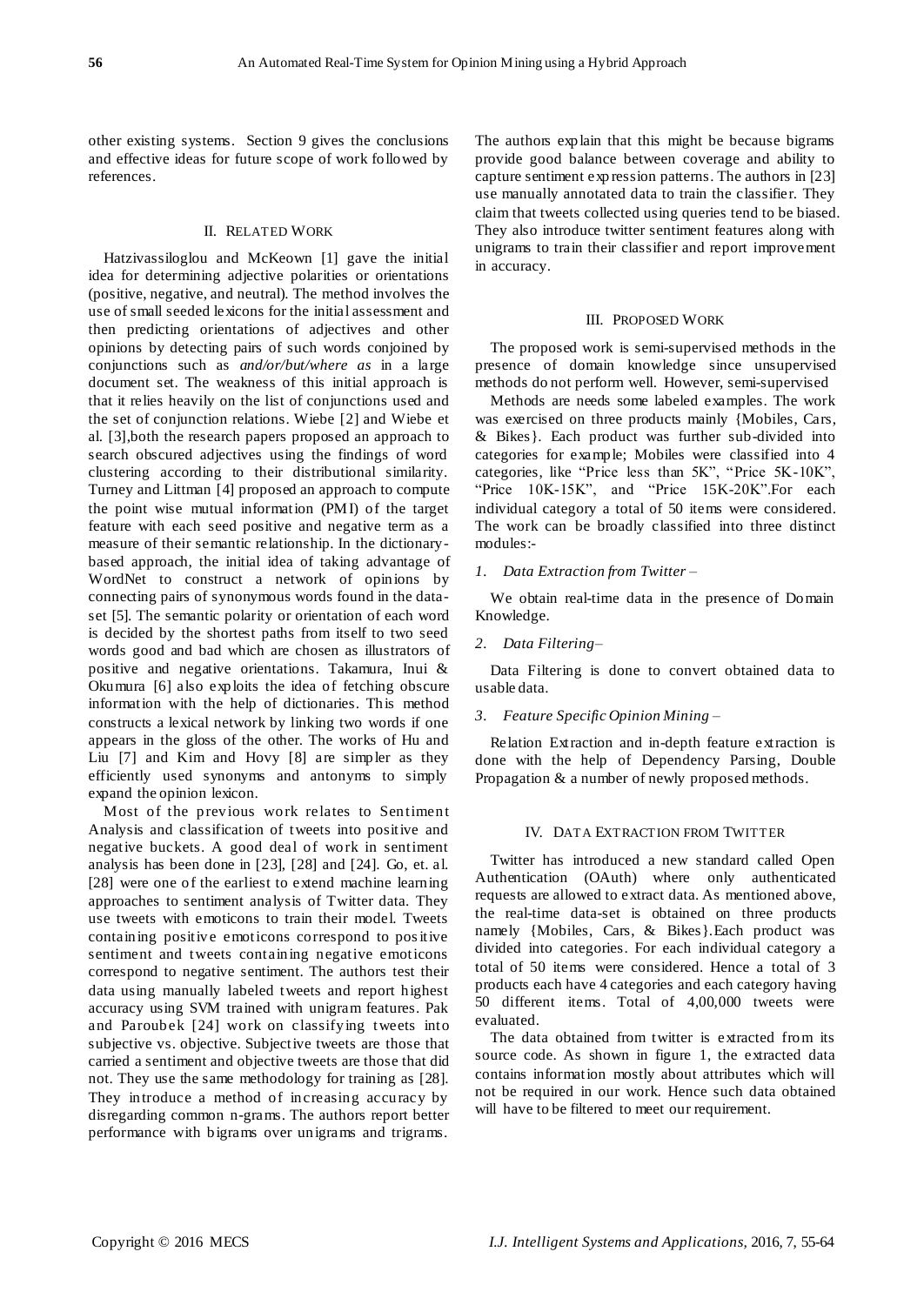other existing systems. Section 9 gives the conclusions and effective ideas for future scope of work followed by references.

## II. Related Work

Hatzivassiloglou and McKeown [1] gave the initial idea for determining adjective polarities or orientations (positive, negative, and neutral). The method involves the use of small seeded lexicons for the initial assessment and then predicting orientations of adjectives and other opinions by detecting pairs of such words conjoined by conjunctions such as *and/or/but/where as* in a large document set. The weakness of this initial approach is that it relies heavily on the list of conjunctions used and the set of conjunction relations. Wiebe [2] and Wiebe et al. [3],both the research papers proposed an approach to search obscured adjectives using the findings of word clustering according to their distributional similarity. Turney and Littman [4] proposed an approach to compute the point wise mutual information (PMI) of the target feature with each seed positive and negative term as a measure of their semantic relationship. In the dictionary-based approach, the initial idea of taking advantage of WordNet to construct a network of opinions by connecting pairs of synonymous words found in the data-set [5]. The semantic polarity or orientation of each word is decided by the shortest paths from itself to two seed words good and bad which are chosen as illustrators of positive and negative orientations. Takamura, Inui & Okumura [6] also exploits the idea of fetching obscure information with the help of dictionaries. This method constructs a lexical network by linking two words if one appears in the gloss of the other. The works of Hu and Liu [7] and Kim and Hovy [8] are simpler as they efficiently used synonyms and antonyms to simply expand the opinion lexicon.

Most of the previous work relates to Sentiment Analysis and classification of tweets into positive and negative buckets. A good deal of work in sentiment analysis has been done in [23], [28] and [24]. Go, et. al. [28] were one of the earliest to extend machine learning approaches to sentiment analysis of Twitter data. They use tweets with emoticons to train their model. Tweets containing positive emoticons correspond to positive sentiment and tweets containing negative emoticons correspond to negative sentiment. The authors test their data using manually labeled tweets and report highest accuracy using SVM trained with unigram features. Pak and Paroubek [24] work on classifying tweets into subjective vs. objective. Subjective tweets are those that carried a sentiment and objective tweets are those that did not. They use the same methodology for training as [28]. They introduce a method of increasing accuracy by disregarding common n-grams. The authors report better performance with bigrams over unigrams and trigrams. The authors explain that this might be because bigrams provide good balance between coverage and ability to capture sentiment expression patterns. The authors in [23] use manually annotated data to train the classifier. They claim that tweets collected using queries tend to be biased. They also introduce twitter sentiment features along with unigrams to train their classifier and report improvement in accuracy.

## III. Proposed Work

The proposed work is semi-supervised methods in the presence of domain knowledge since unsupervised methods do not perform well. However, semi-supervised

Methods are needs some labeled examples. The work was exercised on three products mainly {Mobiles, Cars, & Bikes}. Each product was further sub-divided into categories for example; Mobiles were classified into 4 categories, like "Price less than 5K", "Price 5K-10K", "Price 10K-15K", and "Price 15K-20K".For each individual category a total of 50 items were considered. The work can be broadly classified into three distinct modules:-

1. *Data Extraction from Twitter* –

We obtain real-time data in the presence of Domain Knowledge.

2. *Data Filtering*–

Data Filtering is done to convert obtained data to usable data.

3. *Feature Specific Opinion Mining* –

Relation Extraction and in-depth feature extraction is done with the help of Dependency Parsing, Double Propagation & a number of newly proposed methods.

## IV. Data Extraction from Twitter

Twitter has introduced a new standard called Open Authentication (OAuth) where only authenticated requests are allowed to extract data. As mentioned above, the real-time data-set is obtained on three products namely {Mobiles, Cars, & Bikes}.Each product was divided into categories. For each individual category a total of 50 items were considered. Hence a total of 3 products each have 4 categories and each category having 50 different items. Total of 4,00,000 tweets were evaluated.

The data obtained from twitter is extracted from its source code. As shown in figure 1, the extracted data contains information mostly about attributes which will not be required in our work. Hence such data obtained will have to be filtered to meet our requirement.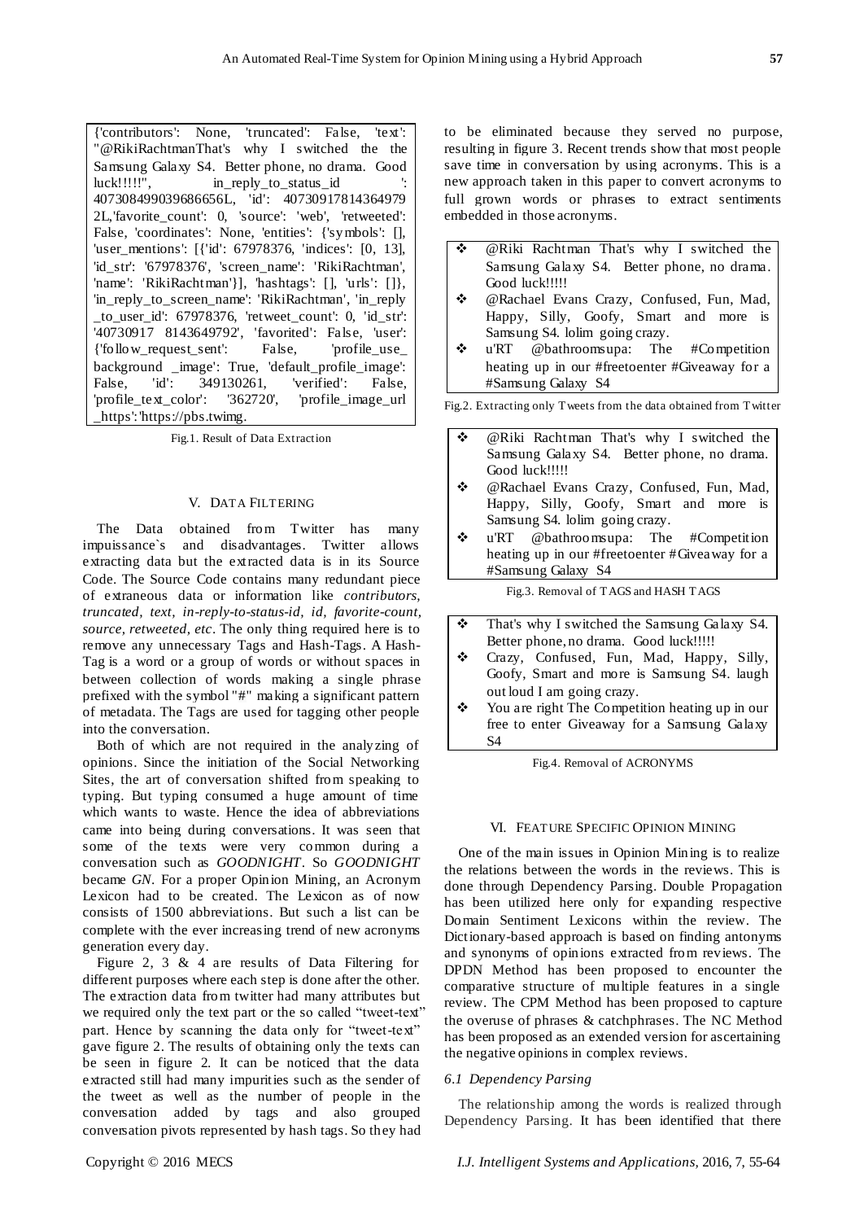```
{'contributors': None, 'truncated': False, 'text': "@RikiRachtmanThat's why I switched the the Samsung Galaxy S4. Better phone, no drama. Good luck!!!!!", in_reply_to_status_id ': 407308499039686656L, 'id': 407309178143649792L,'favorite_count': 0, 'source': 'web', 'retweeted': False, 'coordinates': None, 'entities': {'symbols': [], 'user_mentions': [{'id': 67978376, 'indices': [0, 13], 'id_str': '67978376', 'screen_name': 'RikiRachtman', 'name': 'RikiRachtman'}], 'hashtags': [], 'urls': []}, 'in_reply_to_screen_name': 'RikiRachtman', 'in_reply_to_user_id': 67978376, 'retweet_count': 0, 'id_str': '40730917 8143649792', 'favorited': False, 'user': {'follow_request_sent': False, 'profile_use_background _image': True, 'default_profile_image': False, 'id': 349130261, 'verified': False, 'profile_text_color': '362720', 'profile_image_url_https':'https://pbs.twimg.
```

Fig.1. Result of Data Extraction

## V. Data Filtering

The Data obtained from Twitter has many impuissance`s and disadvantages. Twitter allows extracting data but the extracted data is in its Source Code. The Source Code contains many redundant piece of extraneous data or information like *contributors, truncated, text, in-reply-to-status-id, id, favorite-count, source, retweeted, etc*. The only thing required here is to remove any unnecessary Tags and Hash-Tags. A Hash-Tag is a word or a group of words or without spaces in between collection of words making a single phrase prefixed with the symbol "#" making a significant pattern of metadata. The Tags are used for tagging other people into the conversation.

Both of which are not required in the analyzing of opinions. Since the initiation of the Social Networking Sites, the art of conversation shifted from speaking to typing. But typing consumed a huge amount of time which wants to waste. Hence the idea of abbreviations came into being during conversations. It was seen that some of the texts were very common during a conversation such as *GOODNIGHT*. So *GOODNIGHT* became *GN*. For a proper Opinion Mining, an Acronym Lexicon had to be created. The Lexicon as of now consists of 1500 abbreviations. But such a list can be complete with the ever increasing trend of new acronyms generation every day.

Figure 2, 3 & 4 are results of Data Filtering for different purposes where each step is done after the other. The extraction data from twitter had many attributes but we required only the text part or the so called "tweet-text" part. Hence by scanning the data only for "tweet-text" gave figure 2. The results of obtaining only the texts can be seen in figure 2. It can be noticed that the data extracted still had many impurities such as the sender of the tweet as well as the number of people in the conversation added by tags and also grouped conversation pivots represented by hash tags. So they had to be eliminated because they served no purpose, resulting in figure 3. Recent trends show that most people save time in conversation by using acronyms. This is a new approach taken in this paper to convert acronyms to full grown words or phrases to extract sentiments embedded in those acronyms.

- @Riki Rachtman That's why I switched the Samsung Galaxy S4. Better phone, no drama. Good luck!!!!!
- @Rachael Evans Crazy, Confused, Fun, Mad, Happy, Silly, Goofy, Smart and more is Samsung S4. lolim going crazy.
- u'RT @bathroomsupa: The #Competition heating up in our #freetoenter #Giveaway for a #Samsung Galaxy S4

Fig.2. Extracting only Tweets from the data obtained from Twitter

- @Riki Rachtman That's why I switched the Samsung Galaxy S4. Better phone, no drama. Good luck!!!!!
- @Rachael Evans Crazy, Confused, Fun, Mad, Happy, Silly, Goofy, Smart and more is Samsung S4. lolim going crazy.
- u'RT @bathroomsupa: The #Competition heating up in our #freetoenter #Giveaway for a #Samsung Galaxy S4

Fig.3. Removal of TAGS and HASH TAGS

- That's why I switched the Samsung Galaxy S4. Better phone, no drama. Good luck!!!!!
- Crazy, Confused, Fun, Mad, Happy, Silly, Goofy, Smart and more is Samsung S4. laugh out loud I am going crazy.
- You are right The Competition heating up in our free to enter Giveaway for a Samsung Galaxy S4

Fig.4. Removal of ACRONYMS

## VI. Feature Specific Opinion Mining

One of the main issues in Opinion Mining is to realize the relations between the words in the reviews. This is done through Dependency Parsing. Double Propagation has been utilized here only for expanding respective Domain Sentiment Lexicons within the review. The Dictionary-based approach is based on finding antonyms and synonyms of opinions extracted from reviews. The DPDN Method has been proposed to encounter the comparative structure of multiple features in a single review. The CPM Method has been proposed to capture the overuse of phrases & catchphrases. The NC Method has been proposed as an extended version for ascertaining the negative opinions in complex reviews.

### *6.1 Dependency Parsing*

The relationship among the words is realized through Dependency Parsing. It has been identified that there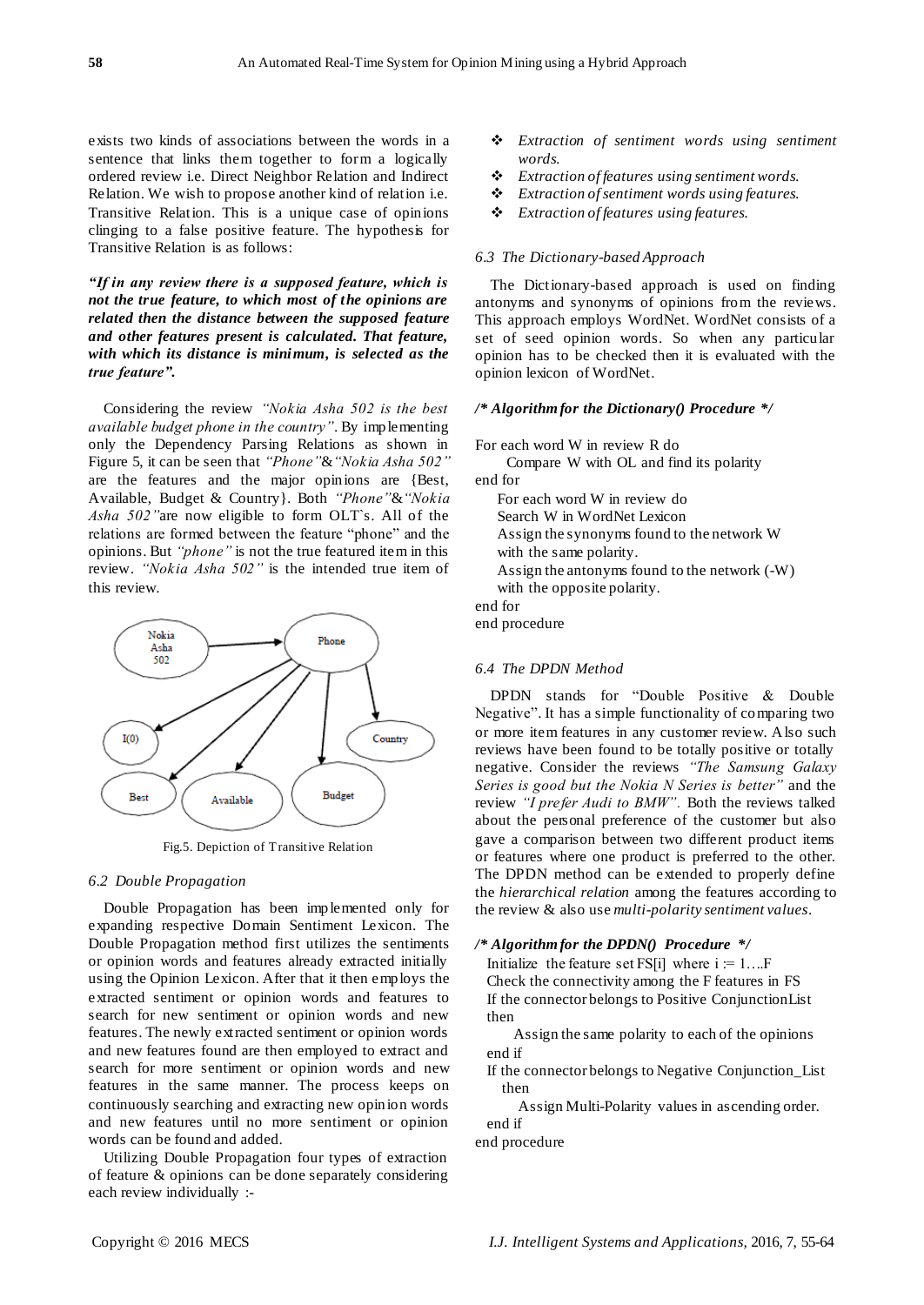exists two kinds of associations between the words in a sentence that links them together to form a logically ordered review i.e. Direct Neighbor Relation and Indirect Relation. We wish to propose another kind of relation i.e. Transitive Relation. This is a unique case of opinions clinging to a false positive feature. The hypothesis for Transitive Relation is as follows:

***"If in any review there is a supposed feature, which is not the true feature, to which most of the opinions are related then the distance between the supposed feature and other features present is calculated. That feature, with which its distance is minimum, is selected as the true feature".***

Considering the review *"Nokia Asha 502 is the best available budget phone in the country"*. By implementing only the Dependency Parsing Relations as shown in Figure 5, it can be seen that *"Phone"*&*"Nokia Asha 502"* are the features and the major opinions are {Best, Available, Budget & Country}. Both *"Phone"*&*"Nokia Asha 502"*are now eligible to form OLT`s. All of the relations are formed between the feature "phone" and the opinions. But *"phone"* is not the true featured item in this review. *"Nokia Asha 502"* is the intended true item of this review.

Fig.5. Depiction of Transitive Relation

### 6.2 Double Propagation

Double Propagation has been implemented only for expanding respective Domain Sentiment Lexicon. The Double Propagation method first utilizes the sentiments or opinion words and features already extracted initially using the Opinion Lexicon. After that it then employs the extracted sentiment or opinion words and features to search for new sentiment or opinion words and new features. The newly extracted sentiment or opinion words and new features found are then employed to extract and search for more sentiment or opinion words and new features in the same manner. The process keeps on continuously searching and extracting new opinion words and new features until no more sentiment or opinion words can be found and added.

Utilizing Double Propagation four types of extraction of feature & opinions can be done separately considering each review individually :-

- *Extraction of sentiment words using sentiment words.*
- *Extraction of features using sentiment words.*
- *Extraction of sentiment words using features.*
- *Extraction of features using features.*

### 6.3 The Dictionary-based Approach

The Dictionary-based approach is used on finding antonyms and synonyms of opinions from the reviews. This approach employs WordNet. WordNet consists of a set of seed opinion words. So when any particular opinion has to be checked then it is evaluated with the opinion lexicon of WordNet.

***/\* Algorithm for the Dictionary() Procedure \*/***

```
For each word W in review R do
    Compare W with OL and find its polarity
end for
    For each word W in review do
    Search W in WordNet Lexicon
    Assign the synonyms found to the network W
    with the same polarity.
    Assign the antonyms found to the network (-W)
    with the opposite polarity.
end for
end procedure
```

### 6.4 The DPDN Method

DPDN stands for "Double Positive & Double Negative". It has a simple functionality of comparing two or more item features in any customer review. Also such reviews have been found to be totally positive or totally negative. Consider the reviews *"The Samsung Galaxy Series is good but the Nokia N Series is better"* and the review *"I prefer Audi to BMW"*. Both the reviews talked about the personal preference of the customer but also gave a comparison between two different product items or features where one product is preferred to the other. The DPDN method can be extended to properly define the *hierarchical relation* among the features according to the review & also use *multi-polarity sentiment values*.

***/\* Algorithm for the DPDN() Procedure \*/***

```
Initialize the feature set FS[i] where i := 1….F
Check the connectivity among the F features in FS
If the connector belongs to Positive ConjunctionList
then
    Assign the same polarity to each of the opinions
end if
If the connector belongs to Negative Conjunction_List
then
    Assign Multi-Polarity values in ascending order.
end if
end procedure
```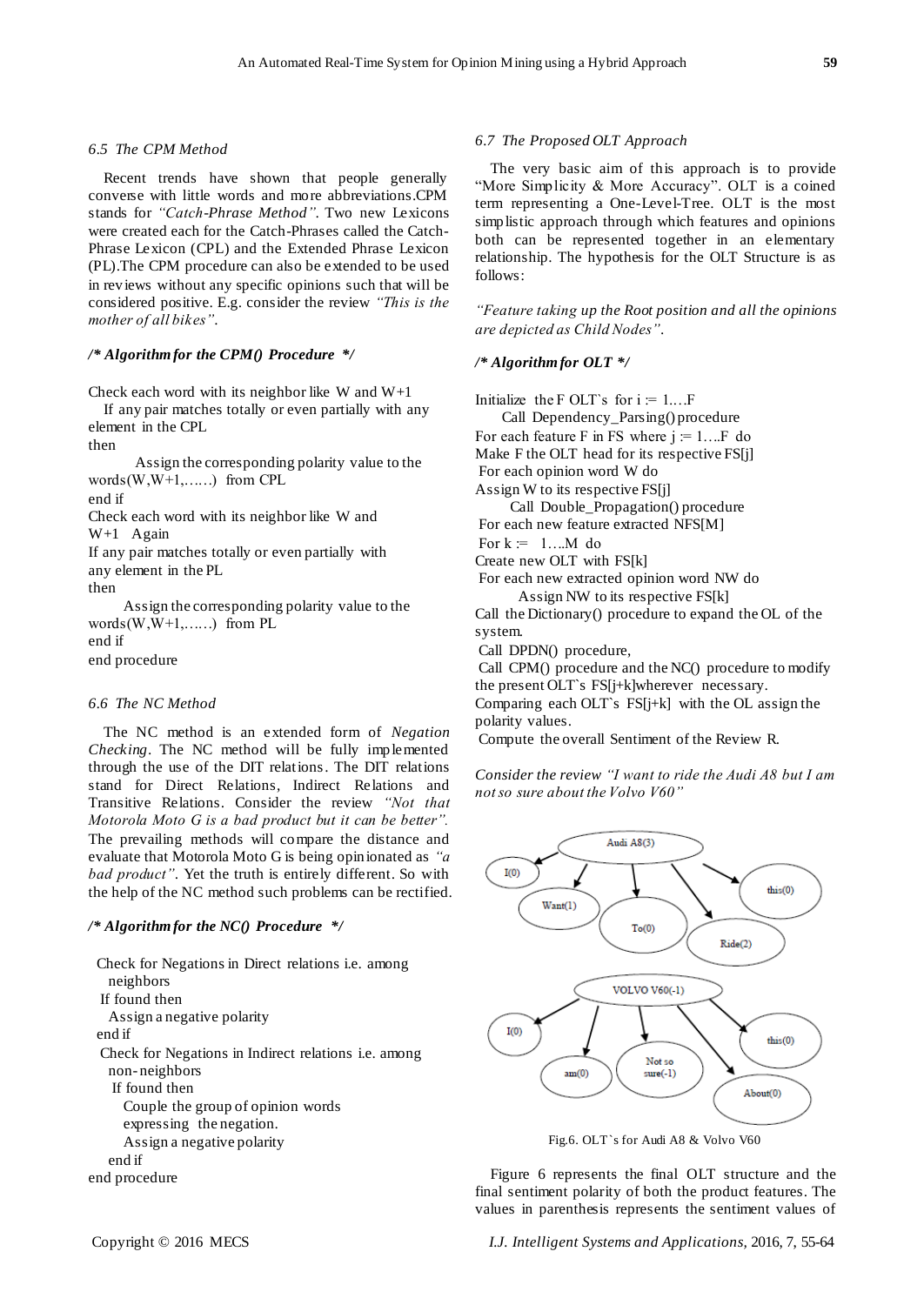### 6.5 The CPM Method

Recent trends have shown that people generally converse with little words and more abbreviations.CPM stands for *"Catch-Phrase Method"*. Two new Lexicons were created each for the Catch-Phrases called the Catch-Phrase Lexicon (CPL) and the Extended Phrase Lexicon (PL).The CPM procedure can also be extended to be used in reviews without any specific opinions such that will be considered positive. E.g. consider the review *"This is the mother of all bikes"*.

***/\* Algorithm for the CPM() Procedure \*/***

```
Check each word with its neighbor like W and W+1
   If any pair matches totally or even partially with any
element in the CPL
then
         Assign the corresponding polarity value to the
words(W,W+1,……)  from CPL
end if
Check each word with its neighbor like W and
W+1   Again
If any pair matches totally or even partially with
any element in the PL
then
      Assign the corresponding polarity value to the
words(W,W+1,……)  from PL
end if
end procedure
```

### 6.6 The NC Method

The NC method is an extended form of *Negation Checking*. The NC method will be fully implemented through the use of the DIT relations. The DIT relations stand for Direct Relations, Indirect Relations and Transitive Relations. Consider the review *"Not that Motorola Moto G is a bad product but it can be better"*. The prevailing methods will compare the distance and evaluate that Motorola Moto G is being opinionated as *"a bad product"*. Yet the truth is entirely different. So with the help of the NC method such problems can be rectified.

***/\* Algorithm for the NC() Procedure \*/***

```
  Check for Negations in Direct relations i.e. among
     neighbors
   If found then
     Assign a negative polarity
  end if
   Check for Negations in Indirect relations i.e. among
     non-neighbors
      If found then
         Couple the group of opinion words
         expressing  the negation.
         Assign a negative polarity
     end if
end procedure
```

### 6.7 The Proposed OLT Approach

The very basic aim of this approach is to provide "More Simplicity & More Accuracy". OLT is a coined term representing a One-Level-Tree. OLT is the most simplistic approach through which features and opinions both can be represented together in an elementary relationship. The hypothesis for the OLT Structure is as follows:

*"Feature taking up the Root position and all the opinions are depicted as Child Nodes"*.

***/\* Algorithm for OLT \*/***

```
Initialize  the F OLT`s  for i := 1….F
      Call Dependency_Parsing() procedure
For each feature F in FS where j := 1….F  do
Make F the OLT head for its respective FS[j]
 For each opinion word W do
Assign W to its respective FS[j]
       Call  Double_Propagation() procedure
 For each new feature extracted NFS[M]
 For k :=   1….M  do
Create new OLT with FS[k]
 For each new extracted opinion word NW do
         Assign NW to its respective FS[k]
Call  the Dictionary() procedure to expand the OL of the
system.
 Call  DPDN()  procedure,
 Call  CPM() procedure and the NC()  procedure to modify
the present OLT`s  FS[j+k]wherever   necessary.
Comparing  each OLT`s  FS[j+k]  with the OL assign the
polarity values.
 Compute  the overall Sentiment of the Review R.
```

*Consider the review "I want to ride the Audi A8 but I am not so sure about the Volvo V60"*

Fig.6. OLT`s for Audi A8 & Volvo V60

Figure 6 represents the final OLT structure and the final sentiment polarity of both the product features. The values in parenthesis represents the sentiment values of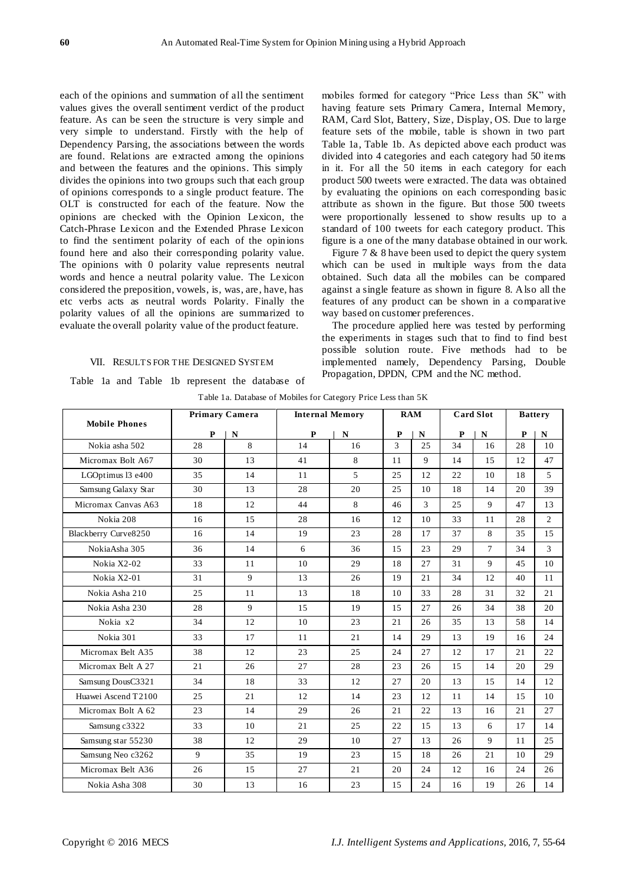each of the opinions and summation of all the sentiment values gives the overall sentiment verdict of the product feature. As can be seen the structure is very simple and very simple to understand. Firstly with the help of Dependency Parsing, the associations between the words are found. Relations are extracted among the opinions and between the features and the opinions. This simply divides the opinions into two groups such that each group of opinions corresponds to a single product feature. The OLT is constructed for each of the feature. Now the opinions are checked with the Opinion Lexicon, the Catch-Phrase Lexicon and the Extended Phrase Lexicon to find the sentiment polarity of each of the opinions found here and also their corresponding polarity value. The opinions with 0 polarity value represents neutral words and hence a neutral polarity value. The Lexicon considered the preposition, vowels, is, was, are, have, has etc verbs acts as neutral words Polarity. Finally the polarity values of all the opinions are summarized to evaluate the overall polarity value of the product feature.

## VII. Results for the Designed System

Table 1a and Table 1b represent the database of mobiles formed for category "Price Less than 5K" with having feature sets Primary Camera, Internal Memory, RAM, Card Slot, Battery, Size, Display, OS. Due to large feature sets of the mobile, table is shown in two part Table 1a, Table 1b. As depicted above each product was divided into 4 categories and each category had 50 items in it. For all the 50 items in each category for each product 500 tweets were extracted. The data was obtained by evaluating the opinions on each corresponding basic attribute as shown in the figure. But those 500 tweets were proportionally lessened to show results up to a standard of 100 tweets for each category product. This figure is a one of the many database obtained in our work.

Figure 7 & 8 have been used to depict the query system which can be used in multiple ways from the data obtained. Such data all the mobiles can be compared against a single feature as shown in figure 8. Also all the features of any product can be shown in a comparative way based on customer preferences.

The procedure applied here was tested by performing the experiments in stages such that to find to find best possible solution route. Five methods had to be implemented namely, Dependency Parsing, Double Propagation, DPDN, CPM and the NC method.

Table 1a. Database of Mobiles for Category Price Less than 5K

| Mobile Phones | Primary Camera | | Internal Memory | | RAM | | Card Slot | | Battery | |
|---|---|---|---|---|---|---|---|---|---|---|
| | P | N | P | N | P | N | P | N | P | N |
| Nokia asha 502 | 28 | 8 | 14 | 16 | 3 | 25 | 34 | 16 | 28 | 10 |
| Micromax Bolt A67 | 30 | 13 | 41 | 8 | 11 | 9 | 14 | 15 | 12 | 47 |
| LGOptimus l3 e400 | 35 | 14 | 11 | 5 | 25 | 12 | 22 | 10 | 18 | 5 |
| Samsung Galaxy Star | 30 | 13 | 28 | 20 | 25 | 10 | 18 | 14 | 20 | 39 |
| Micromax Canvas A63 | 18 | 12 | 44 | 8 | 46 | 3 | 25 | 9 | 47 | 13 |
| Nokia 208 | 16 | 15 | 28 | 16 | 12 | 10 | 33 | 11 | 28 | 2 |
| Blackberry Curve8250 | 16 | 14 | 19 | 23 | 28 | 17 | 37 | 8 | 35 | 15 |
| NokiaAsha 305 | 36 | 14 | 6 | 36 | 15 | 23 | 29 | 7 | 34 | 3 |
| Nokia X2-02 | 33 | 11 | 10 | 29 | 18 | 27 | 31 | 9 | 45 | 10 |
| Nokia X2-01 | 31 | 9 | 13 | 26 | 19 | 21 | 34 | 12 | 40 | 11 |
| Nokia Asha 210 | 25 | 11 | 13 | 18 | 10 | 33 | 28 | 31 | 32 | 21 |
| Nokia Asha 230 | 28 | 9 | 15 | 19 | 15 | 27 | 26 | 34 | 38 | 20 |
| Nokia x2 | 34 | 12 | 10 | 23 | 21 | 26 | 35 | 13 | 58 | 14 |
| Nokia 301 | 33 | 17 | 11 | 21 | 14 | 29 | 13 | 19 | 16 | 24 |
| Micromax Belt A35 | 38 | 12 | 23 | 25 | 24 | 27 | 12 | 17 | 21 | 22 |
| Micromax Belt A 27 | 21 | 26 | 27 | 28 | 23 | 26 | 15 | 14 | 20 | 29 |
| Samsung DousC3321 | 34 | 18 | 33 | 12 | 27 | 20 | 13 | 15 | 14 | 12 |
| Huawei Ascend T2100 | 25 | 21 | 12 | 14 | 23 | 12 | 11 | 14 | 15 | 10 |
| Micromax Bolt A 62 | 23 | 14 | 29 | 26 | 21 | 22 | 13 | 16 | 21 | 27 |
| Samsung c3322 | 33 | 10 | 21 | 25 | 22 | 15 | 13 | 6 | 17 | 14 |
| Samsung star 55230 | 38 | 12 | 29 | 10 | 27 | 13 | 26 | 9 | 11 | 25 |
| Samsung Neo c3262 | 9 | 35 | 19 | 23 | 15 | 18 | 26 | 21 | 10 | 29 |
| Micromax Belt A36 | 26 | 15 | 27 | 21 | 20 | 24 | 12 | 16 | 24 | 26 |
| Nokia Asha 308 | 30 | 13 | 16 | 23 | 15 | 24 | 16 | 19 | 26 | 14 |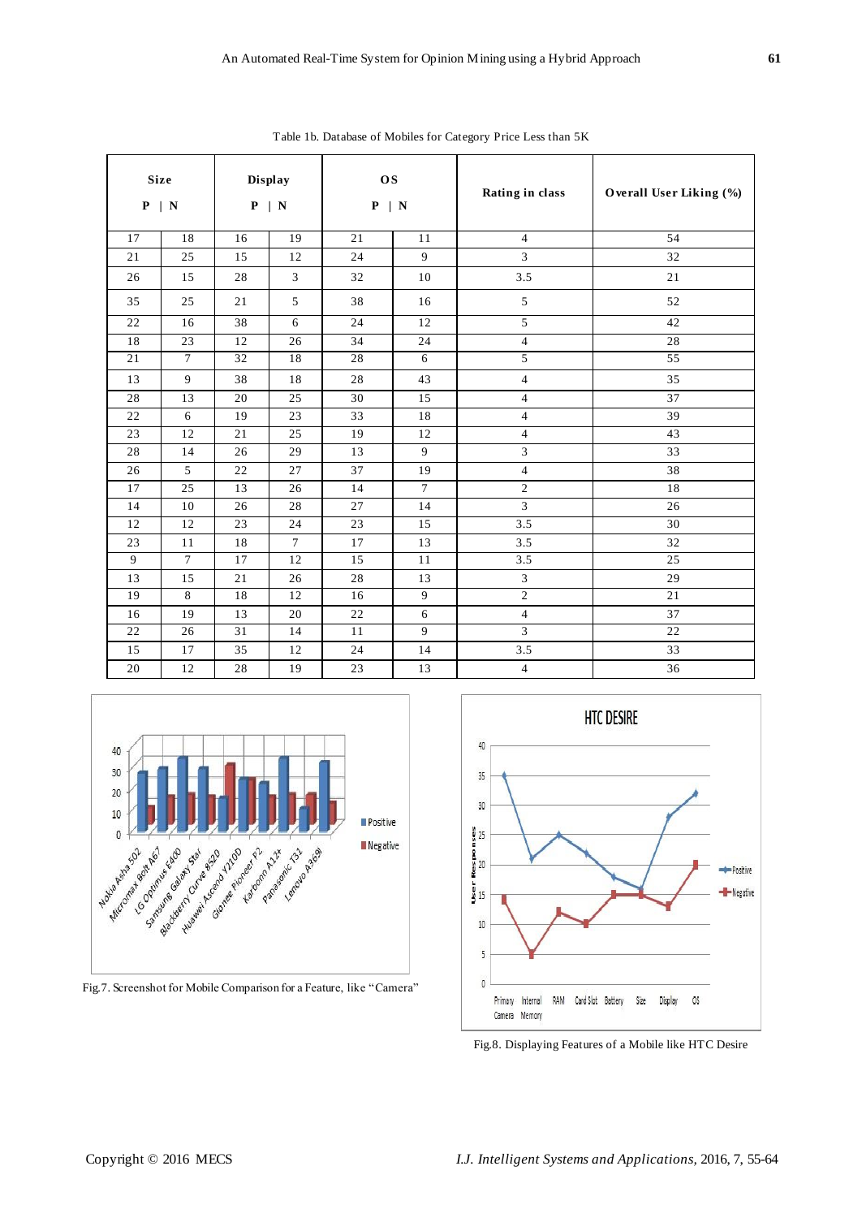Table 1b. Database of Mobiles for Category Price Less than 5K

| Size | | Display | | OS | | Rating in class | Overall User Liking (%) |
|---|---|---|---|---|---|---|---|
| P | N | P | N | P | N | | |
| 17 | 18 | 16 | 19 | 21 | 11 | 4 | 54 |
| 21 | 25 | 15 | 12 | 24 | 9 | 3 | 32 |
| 26 | 15 | 28 | 3 | 32 | 10 | 3.5 | 21 |
| 35 | 25 | 21 | 5 | 38 | 16 | 5 | 52 |
| 22 | 16 | 38 | 6 | 24 | 12 | 5 | 42 |
| 18 | 23 | 12 | 26 | 34 | 24 | 4 | 28 |
| 21 | 7 | 32 | 18 | 28 | 6 | 5 | 55 |
| 13 | 9 | 38 | 18 | 28 | 43 | 4 | 35 |
| 28 | 13 | 20 | 25 | 30 | 15 | 4 | 37 |
| 22 | 6 | 19 | 23 | 33 | 18 | 4 | 39 |
| 23 | 12 | 21 | 25 | 19 | 12 | 4 | 43 |
| 28 | 14 | 26 | 29 | 13 | 9 | 3 | 33 |
| 26 | 5 | 22 | 27 | 37 | 19 | 4 | 38 |
| 17 | 25 | 13 | 26 | 14 | 7 | 2 | 18 |
| 14 | 10 | 26 | 28 | 27 | 14 | 3 | 26 |
| 12 | 12 | 23 | 24 | 23 | 15 | 3.5 | 30 |
| 23 | 11 | 18 | 7 | 17 | 13 | 3.5 | 32 |
| 9 | 7 | 17 | 12 | 15 | 11 | 3.5 | 25 |
| 13 | 15 | 21 | 26 | 28 | 13 | 3 | 29 |
| 19 | 8 | 18 | 12 | 16 | 9 | 2 | 21 |
| 16 | 19 | 13 | 20 | 22 | 6 | 4 | 37 |
| 22 | 26 | 31 | 14 | 11 | 9 | 3 | 22 |
| 15 | 17 | 35 | 12 | 24 | 14 | 3.5 | 33 |
| 20 | 12 | 28 | 19 | 23 | 13 | 4 | 36 |

Fig.7. Screenshot for Mobile Comparison for a Feature, like "Camera"

Fig.8. Displaying Features of a Mobile like HTC Desire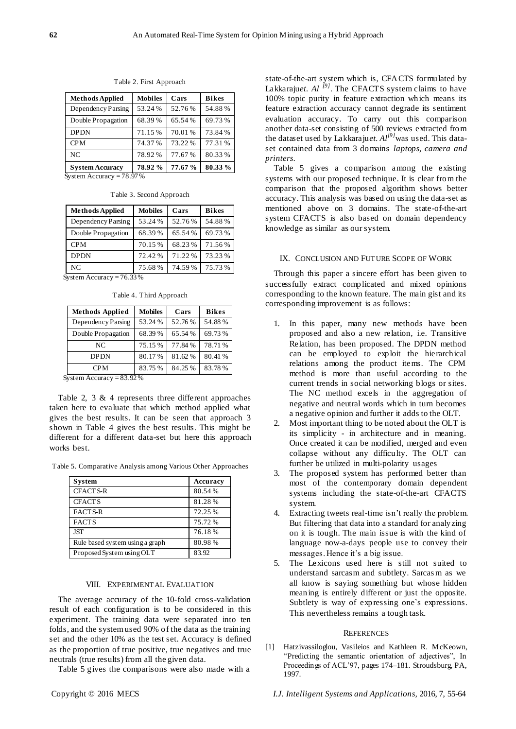Table 2. First Approach

| Methods Applied | Mobiles | Cars | Bikes |
|---|---|---|---|
| Dependency Parsing | 53.24 % | 52.76 % | 54.88 % |
| Double Propagation | 68.39 % | 65.54 % | 69.73 % |
| DPDN | 71.15 % | 70.01 % | 73.84 % |
| CPM | 74.37 % | 73.22 % | 77.31 % |
| NC | 78.92 % | 77.67 % | 80.33 % |
| **System Accuracy** | **78.92 %** | **77.67 %** | **80.33 %** |

System Accuracy = 78.97 %

Table 3. Second Approach

| Methods Applied | Mobiles | Cars | Bikes |
|---|---|---|---|
| Dependency Parsing | 53.24 % | 52.76 % | 54.88 % |
| Double Propagation | 68.39 % | 65.54 % | 69.73 % |
| CPM | 70.15 % | 68.23 % | 71.56 % |
| DPDN | 72.42 % | 71.22 % | 73.23 % |
| NC | 75.68 % | 74.59 % | 75.73 % |

System Accuracy = 76.33 %

Table 4. Third Approach

| Methods Applied | Mobiles | Cars | Bikes |
|---|---|---|---|
| Dependency Parsing | 53.24 % | 52.76 % | 54.88 % |
| Double Propagation | 68.39 % | 65.54 % | 69.73 % |
| NC | 75.15 % | 77.84 % | 78.71 % |
| DPDN | 80.17 % | 81.62 % | 80.41 % |
| CPM | 83.75 % | 84.25 % | 83.78 % |

System Accuracy = 83.92 %

Table 2, 3 & 4 represents three different approaches taken here to evaluate that which method applied what gives the best results. It can be seen that approach 3 shown in Table 4 gives the best results. This might be different for a different data-set but here this approach works best.

Table 5. Comparative Analysis among Various Other Approaches

| System | Accuracy |
|---|---|
| CFACTS-R | 80.54 % |
| CFACTS | 81.28 % |
| FACTS-R | 72.25 % |
| FACTS | 75.72 % |
| JST | 76.18 % |
| Rule based system using a graph | 80.98 % |
| Proposed System using OLT | 83.92 |

## VIII. Experimental Evaluation

The average accuracy of the 10-fold cross-validation result of each configuration is to be considered in this experiment. The training data were separated into ten folds, and the system used 90% of the data as the training set and the other 10% as the test set. Accuracy is defined as the proportion of true positive, true negatives and true neutrals (true results) from all the given data.

Table 5 gives the comparisons were also made with a state-of-the-art system which is, CFACTS formulated by Lakkaraju*et. Al* [9]. The CFACTS system claims to have 100% topic purity in feature extraction which means its feature extraction accuracy cannot degrade its sentiment evaluation accuracy. To carry out this comparison another data-set consisting of 500 reviews extracted from the dataset used by Lakkaraju*et. Al*[9]was used. This data-set contained data from 3 domains *laptops, camera and printers*.

Table 5 gives a comparison among the existing systems with our proposed technique. It is clear from the comparison that the proposed algorithm shows better accuracy. This analysis was based on using the data-set as mentioned above on 3 domains. The state-of-the-art system CFACTS is also based on domain dependency knowledge as similar as our system.

## IX. Conclusion and Future Scope of Work

Through this paper a sincere effort has been given to successfully extract complicated and mixed opinions corresponding to the known feature. The main gist and its corresponding improvement is as follows:

1. In this paper, many new methods have been proposed and also a new relation, i.e. Transitive Relation, has been proposed. The DPDN method can be employed to exploit the hierarchical relations among the product items. The CPM method is more than useful according to the current trends in social networking blogs or sites. The NC method excels in the aggregation of negative and neutral words which in turn becomes a negative opinion and further it adds to the OLT.
2. Most important thing to be noted about the OLT is its simplicity - in architecture and in meaning. Once created it can be modified, merged and even collapse without any difficulty. The OLT can further be utilized in multi-polarity usages
3. The proposed system has performed better than most of the contemporary domain dependent systems including the state-of-the-art CFACTS system.
4. Extracting tweets real-time isn't really the problem. But filtering that data into a standard for analyzing on it is tough. The main issue is with the kind of language now-a-days people use to convey their messages. Hence it's a big issue.
5. The Lexicons used here is still not suited to understand sarcasm and subtlety. Sarcasm as we all know is saying something but whose hidden meaning is entirely different or just the opposite. Subtlety is way of expressing one`s expressions. This nevertheless remains a tough task.

## References

[1] Hatzivassiloglou, Vasileios and Kathleen R. McKeown, "Predicting the semantic orientation of adjectives", In Proceedings of ACL'97, pages 174–181. Stroudsburg, PA, 1997.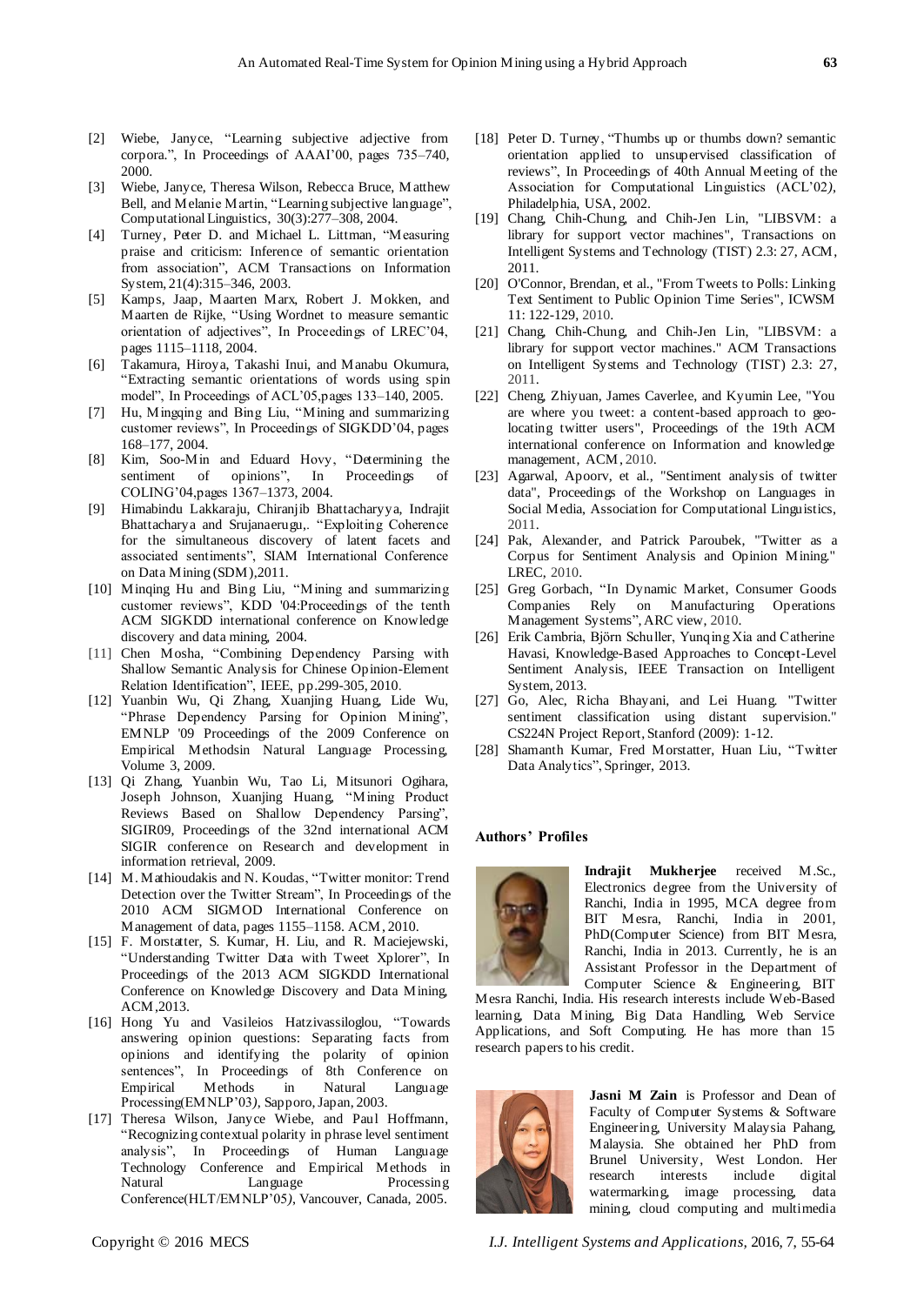[2] Wiebe, Janyce, "Learning subjective adjective from corpora.", In Proceedings of AAAI'00, pages 735–740, 2000.

[3] Wiebe, Janyce, Theresa Wilson, Rebecca Bruce, Matthew Bell, and Melanie Martin, "Learning subjective language", Computational Linguistics, 30(3):277–308, 2004.

[4] Turney, Peter D. and Michael L. Littman, "Measuring praise and criticism: Inference of semantic orientation from association", ACM Transactions on Information System, 21(4):315–346, 2003.

[5] Kamps, Jaap, Maarten Marx, Robert J. Mokken, and Maarten de Rijke, "Using Wordnet to measure semantic orientation of adjectives", In Proceedings of LREC'04, pages 1115–1118, 2004.

[6] Takamura, Hiroya, Takashi Inui, and Manabu Okumura, "Extracting semantic orientations of words using spin model", In Proceedings of ACL'05, pages 133–140, 2005.

[7] Hu, Mingqing and Bing Liu, "Mining and summarizing customer reviews", In Proceedings of SIGKDD'04, pages 168–177, 2004.

[8] Kim, Soo-Min and Eduard Hovy, "Determining the sentiment of opinions", In Proceedings of COLING'04, pages 1367–1373, 2004.

[9] Himabindu Lakkaraju, Chiranjib Bhattacharyya, Indrajit Bhattacharya and Srujanaerugu,. "Exploiting Coherence for the simultaneous discovery of latent facets and associated sentiments", SIAM International Conference on Data Mining (SDM), 2011.

[10] Minqing Hu and Bing Liu, "Mining and summarizing customer reviews", KDD '04: Proceedings of the tenth ACM SIGKDD international conference on Knowledge discovery and data mining, 2004.

[11] Chen Mosha, "Combining Dependency Parsing with Shallow Semantic Analysis for Chinese Opinion-Element Relation Identification", IEEE, pp.299-305, 2010.

[12] Yuanbin Wu, Qi Zhang, Xuanjing Huang, Lide Wu, "Phrase Dependency Parsing for Opinion Mining", EMNLP '09 Proceedings of the 2009 Conference on Empirical Methodsin Natural Language Processing, Volume 3, 2009.

[13] Qi Zhang, Yuanbin Wu, Tao Li, Mitsunori Ogihara, Joseph Johnson, Xuanjing Huang, "Mining Product Reviews Based on Shallow Dependency Parsing", SIGIR09, Proceedings of the 32nd international ACM SIGIR conference on Research and development in information retrieval, 2009.

[14] M. Mathioudakis and N. Koudas, "Twitter monitor: Trend Detection over the Twitter Stream", In Proceedings of the 2010 ACM SIGMOD International Conference on Management of data, pages 1155–1158. ACM, 2010.

[15] F. Morstatter, S. Kumar, H. Liu, and R. Maciejewski, "Understanding Twitter Data with Tweet Xplorer", In Proceedings of the 2013 ACM SIGKDD International Conference on Knowledge Discovery and Data Mining, ACM, 2013.

[16] Hong Yu and Vasileios Hatzivassiloglou, "Towards answering opinion questions: Separating facts from opinions and identifying the polarity of opinion sentences", In Proceedings of 8th Conference on Empirical Methods in Natural Language Processing (EMNLP'03), Sapporo, Japan, 2003.

[17] Theresa Wilson, Janyce Wiebe, and Paul Hoffmann, "Recognizing contextual polarity in phrase level sentiment analysis", In Proceedings of Human Language Technology Conference and Empirical Methods in Natural Language Processing Conference (HLT/EMNLP'05), Vancouver, Canada, 2005.

[18] Peter D. Turney, "Thumbs up or thumbs down? semantic orientation applied to unsupervised classification of reviews", In Proceedings of 40th Annual Meeting of the Association for Computational Linguistics (ACL'02), Philadelphia, USA, 2002.

[19] Chang, Chih-Chung, and Chih-Jen Lin, "LIBSVM: a library for support vector machines", Transactions on Intelligent Systems and Technology (TIST) 2.3: 27, ACM, 2011.

[20] O'Connor, Brendan, et al., "From Tweets to Polls: Linking Text Sentiment to Public Opinion Time Series", ICWSM 11: 122-129, 2010.

[21] Chang, Chih-Chung, and Chih-Jen Lin, "LIBSVM: a library for support vector machines." ACM Transactions on Intelligent Systems and Technology (TIST) 2.3: 27, 2011.

[22] Cheng, Zhiyuan, James Caverlee, and Kyumin Lee, "You are where you tweet: a content-based approach to geo-locating twitter users", Proceedings of the 19th ACM international conference on Information and knowledge management, ACM, 2010.

[23] Agarwal, Apoorv, et al., "Sentiment analysis of twitter data", Proceedings of the Workshop on Languages in Social Media, Association for Computational Linguistics, 2011.

[24] Pak, Alexander, and Patrick Paroubek, "Twitter as a Corpus for Sentiment Analysis and Opinion Mining." LREC, 2010.

[25] Greg Gorbach, "In Dynamic Market, Consumer Goods Companies Rely on Manufacturing Operations Management Systems", ARC view, 2010.

[26] Erik Cambria, Björn Schuller, Yunqing Xia and Catherine Havasi, Knowledge-Based Approaches to Concept-Level Sentiment Analysis, IEEE Transaction on Intelligent System, 2013.

[27] Go, Alec, Richa Bhayani, and Lei Huang. "Twitter sentiment classification using distant supervision." CS224N Project Report, Stanford (2009): 1-12.

[28] Shamanth Kumar, Fred Morstatter, Huan Liu, "Twitter Data Analytics", Springer, 2013.

## Authors' Profiles

**Indrajit Mukherjee** received M.Sc., Electronics degree from the University of Ranchi, India in 1995, MCA degree from BIT Mesra, Ranchi, India in 2001, PhD(Computer Science) from BIT Mesra, Ranchi, India in 2013. Currently, he is an Assistant Professor in the Department of Computer Science & Engineering, BIT Mesra Ranchi, India. His research interests include Web-Based learning, Data Mining, Big Data Handling, Web Service Applications, and Soft Computing. He has more than 15 research papers to his credit.

**Jasni M Zain** is Professor and Dean of Faculty of Computer Systems & Software Engineering, University Malaysia Pahang, Malaysia. She obtained her PhD from Brunel University, West London. Her research interests include digital watermarking, image processing, data mining, cloud computing and multimedia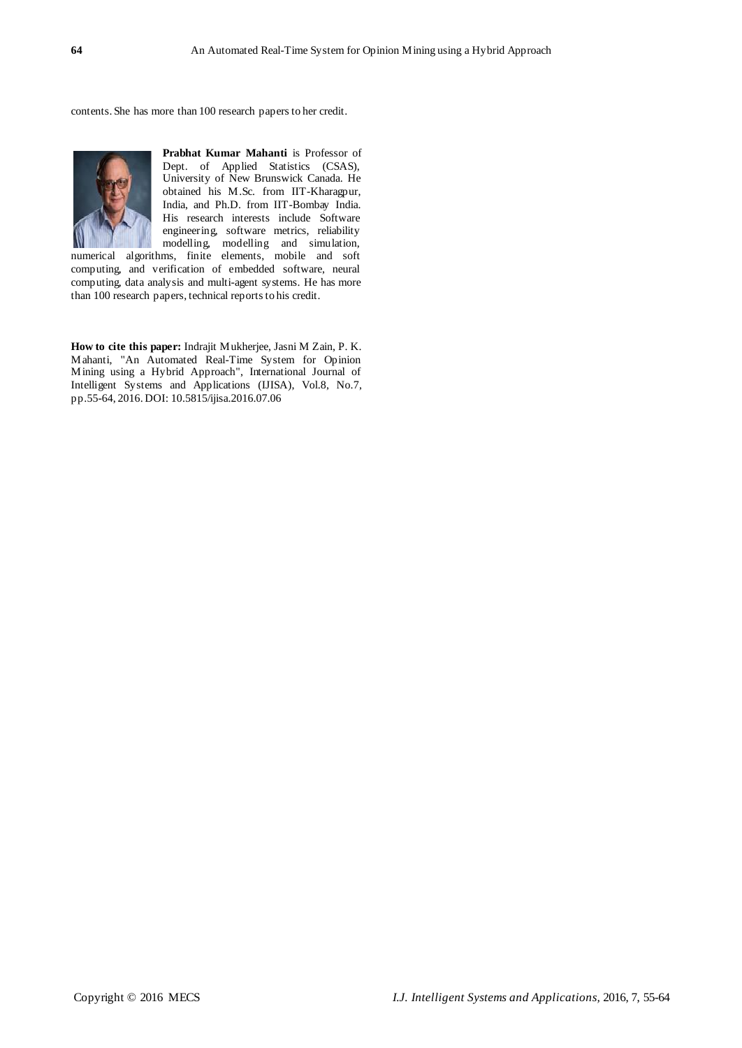contents. She has more than 100 research papers to her credit.

**Prabhat Kumar Mahanti** is Professor of Dept. of Applied Statistics (CSAS), University of New Brunswick Canada. He obtained his M.Sc. from IIT-Kharagpur, India, and Ph.D. from IIT-Bombay India. His research interests include Software engineering, software metrics, reliability modelling, modelling and simulation, numerical algorithms, finite elements, mobile and soft computing, and verification of embedded software, neural computing, data analysis and multi-agent systems. He has more than 100 research papers, technical reports to his credit.

**How to cite this paper:** Indrajit Mukherjee, Jasni M Zain, P. K. Mahanti, "An Automated Real-Time System for Opinion Mining using a Hybrid Approach", International Journal of Intelligent Systems and Applications (IJISA), Vol.8, No.7, pp.55-64, 2016. DOI: 10.5815/ijisa.2016.07.06